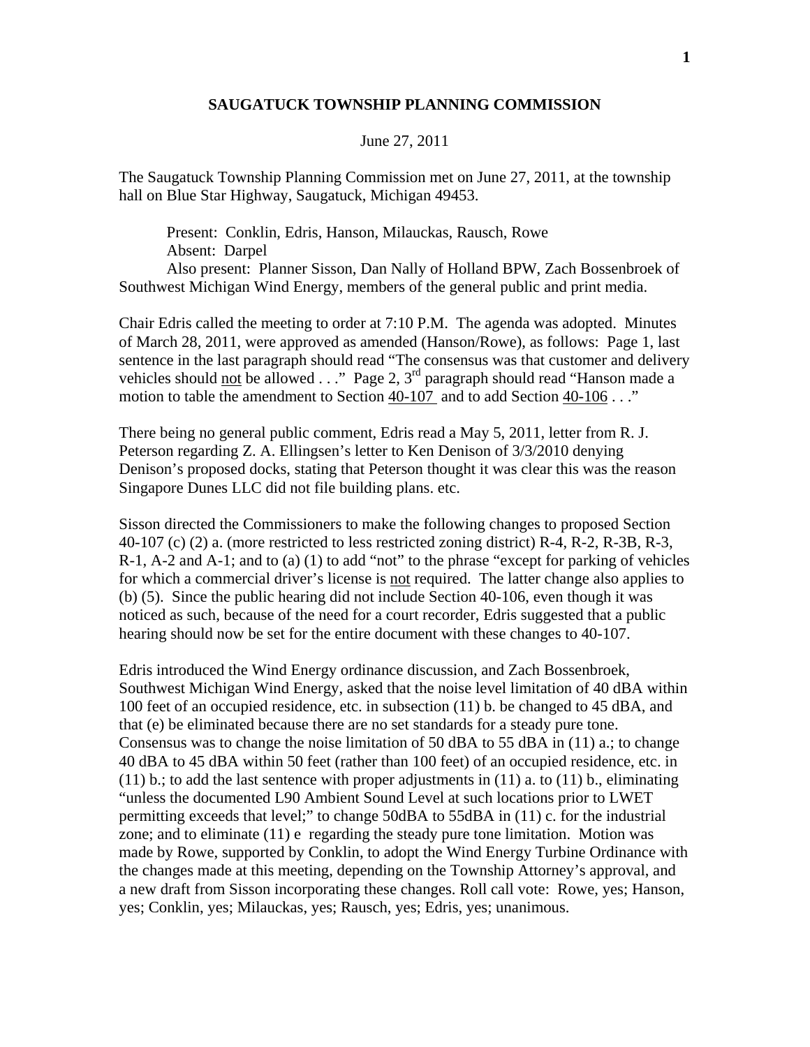# SAUGATUCK TOWNSHIP PLANNING COMMISSION

June 27, 2011

The Saugatuck Township Planning Commission met on June 27, 2011, at the township hall on Blue Star Highway, Saugatuck, Michigan 49453.

Present: Conklin, Edris, Hanson, Milauckas, Rausch, Rowe
Absent: Darpel
Also present: Planner Sisson, Dan Nally of Holland BPW, Zach Bossenbroek of Southwest Michigan Wind Energy, members of the general public and print media.

Chair Edris called the meeting to order at 7:10 P.M. The agenda was adopted. Minutes of March 28, 2011, were approved as amended (Hanson/Rowe), as follows: Page 1, last sentence in the last paragraph should read "The consensus was that customer and delivery vehicles should not be allowed . . ." Page 2, 3rd paragraph should read "Hanson made a motion to table the amendment to Section 40-107 and to add Section 40-106 . . ."

There being no general public comment, Edris read a May 5, 2011, letter from R. J. Peterson regarding Z. A. Ellingsen's letter to Ken Denison of 3/3/2010 denying Denison's proposed docks, stating that Peterson thought it was clear this was the reason Singapore Dunes LLC did not file building plans. etc.

Sisson directed the Commissioners to make the following changes to proposed Section 40-107 (c) (2) a. (more restricted to less restricted zoning district) R-4, R-2, R-3B, R-3, R-1, A-2 and A-1; and to (a) (1) to add "not" to the phrase "except for parking of vehicles for which a commercial driver's license is not required. The latter change also applies to (b) (5). Since the public hearing did not include Section 40-106, even though it was noticed as such, because of the need for a court recorder, Edris suggested that a public hearing should now be set for the entire document with these changes to 40-107.

Edris introduced the Wind Energy ordinance discussion, and Zach Bossenbroek, Southwest Michigan Wind Energy, asked that the noise level limitation of 40 dBA within 100 feet of an occupied residence, etc. in subsection (11) b. be changed to 45 dBA, and that (e) be eliminated because there are no set standards for a steady pure tone. Consensus was to change the noise limitation of 50 dBA to 55 dBA in (11) a.; to change 40 dBA to 45 dBA within 50 feet (rather than 100 feet) of an occupied residence, etc. in (11) b.; to add the last sentence with proper adjustments in (11) a. to (11) b., eliminating "unless the documented L90 Ambient Sound Level at such locations prior to LWET permitting exceeds that level;" to change 50dBA to 55dBA in (11) c. for the industrial zone; and to eliminate (11) e regarding the steady pure tone limitation. Motion was made by Rowe, supported by Conklin, to adopt the Wind Energy Turbine Ordinance with the changes made at this meeting, depending on the Township Attorney's approval, and a new draft from Sisson incorporating these changes. Roll call vote: Rowe, yes; Hanson, yes; Conklin, yes; Milauckas, yes; Rausch, yes; Edris, yes; unanimous.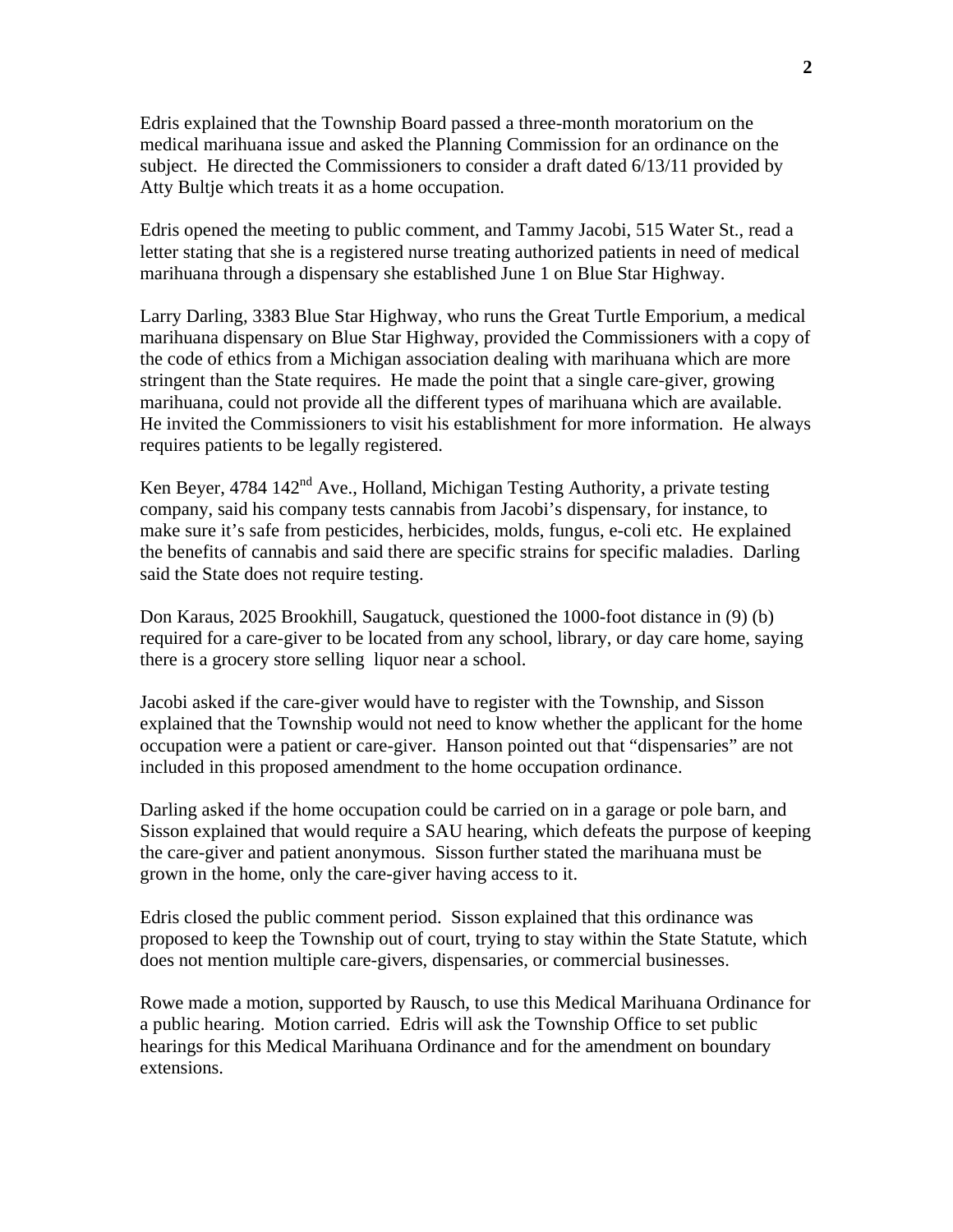Edris explained that the Township Board passed a three-month moratorium on the medical marihuana issue and asked the Planning Commission for an ordinance on the subject. He directed the Commissioners to consider a draft dated 6/13/11 provided by Atty Bultje which treats it as a home occupation.

Edris opened the meeting to public comment, and Tammy Jacobi, 515 Water St., read a letter stating that she is a registered nurse treating authorized patients in need of medical marihuana through a dispensary she established June 1 on Blue Star Highway.

Larry Darling, 3383 Blue Star Highway, who runs the Great Turtle Emporium, a medical marihuana dispensary on Blue Star Highway, provided the Commissioners with a copy of the code of ethics from a Michigan association dealing with marihuana which are more stringent than the State requires. He made the point that a single care-giver, growing marihuana, could not provide all the different types of marihuana which are available. He invited the Commissioners to visit his establishment for more information. He always requires patients to be legally registered.

Ken Beyer, 4784 142nd Ave., Holland, Michigan Testing Authority, a private testing company, said his company tests cannabis from Jacobi's dispensary, for instance, to make sure it's safe from pesticides, herbicides, molds, fungus, e-coli etc. He explained the benefits of cannabis and said there are specific strains for specific maladies. Darling said the State does not require testing.

Don Karaus, 2025 Brookhill, Saugatuck, questioned the 1000-foot distance in (9) (b) required for a care-giver to be located from any school, library, or day care home, saying there is a grocery store selling liquor near a school.

Jacobi asked if the care-giver would have to register with the Township, and Sisson explained that the Township would not need to know whether the applicant for the home occupation were a patient or care-giver. Hanson pointed out that "dispensaries" are not included in this proposed amendment to the home occupation ordinance.

Darling asked if the home occupation could be carried on in a garage or pole barn, and Sisson explained that would require a SAU hearing, which defeats the purpose of keeping the care-giver and patient anonymous. Sisson further stated the marihuana must be grown in the home, only the care-giver having access to it.

Edris closed the public comment period. Sisson explained that this ordinance was proposed to keep the Township out of court, trying to stay within the State Statute, which does not mention multiple care-givers, dispensaries, or commercial businesses.

Rowe made a motion, supported by Rausch, to use this Medical Marihuana Ordinance for a public hearing. Motion carried. Edris will ask the Township Office to set public hearings for this Medical Marihuana Ordinance and for the amendment on boundary extensions.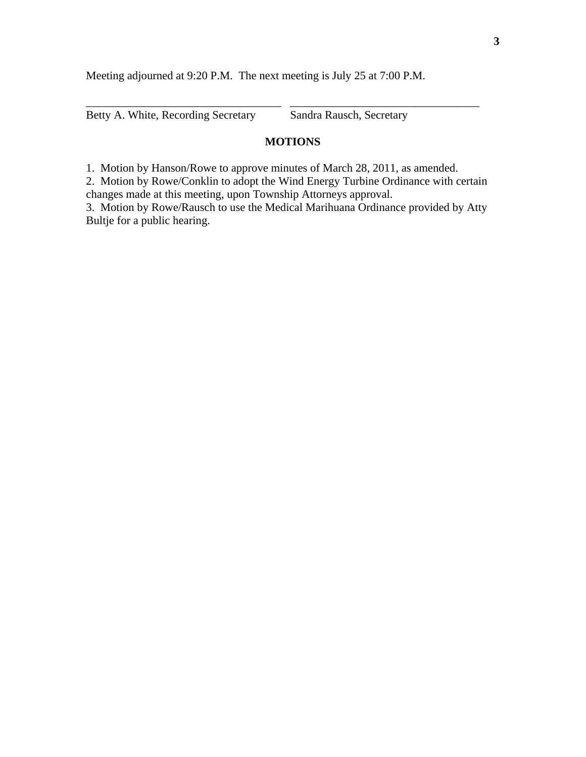Meeting adjourned at 9:20 P.M. The next meeting is July 25 at 7:00 P.M.

\_\_\_\_\_\_\_\_\_\_\_\_\_\_\_\_\_\_\_\_\_\_\_\_\_\_\_\_\_\_\_\_\_\_\_ \_\_\_\_\_\_\_\_\_\_\_\_\_\_\_\_\_\_\_\_\_\_\_\_\_\_\_\_\_\_\_\_\_\_

Betty A. White, Recording Secretary Sandra Rausch, Secretary

## MOTIONS

1. Motion by Hanson/Rowe to approve minutes of March 28, 2011, as amended.
2. Motion by Rowe/Conklin to adopt the Wind Energy Turbine Ordinance with certain changes made at this meeting, upon Township Attorneys approval.
3. Motion by Rowe/Rausch to use the Medical Marihuana Ordinance provided by Atty Bultje for a public hearing.